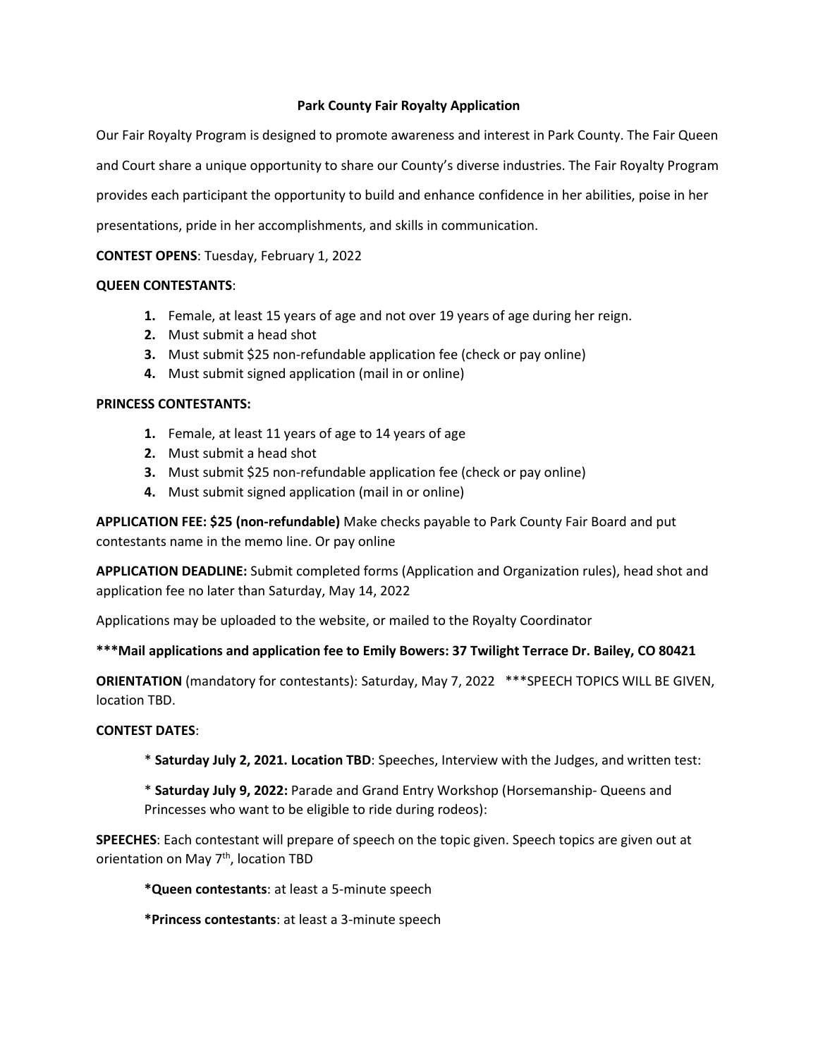# Park County Fair Royalty Application

Our Fair Royalty Program is designed to promote awareness and interest in Park County. The Fair Queen and Court share a unique opportunity to share our County's diverse industries. The Fair Royalty Program provides each participant the opportunity to build and enhance confidence in her abilities, poise in her presentations, pride in her accomplishments, and skills in communication.

**CONTEST OPENS**: Tuesday, February 1, 2022

**QUEEN CONTESTANTS**:

1. Female, at least 15 years of age and not over 19 years of age during her reign.
2. Must submit a head shot
3. Must submit $25 non-refundable application fee (check or pay online)
4. Must submit signed application (mail in or online)

**PRINCESS CONTESTANTS:**

1. Female, at least 11 years of age to 14 years of age
2. Must submit a head shot
3. Must submit $25 non-refundable application fee (check or pay online)
4. Must submit signed application (mail in or online)

**APPLICATION FEE: $25 (non-refundable)** Make checks payable to Park County Fair Board and put contestants name in the memo line. Or pay online

**APPLICATION DEADLINE:** Submit completed forms (Application and Organization rules), head shot and application fee no later than Saturday, May 14, 2022

Applications may be uploaded to the website, or mailed to the Royalty Coordinator

**\*\*\*Mail applications and application fee to Emily Bowers: 37 Twilight Terrace Dr. Bailey, CO 80421**

**ORIENTATION** (mandatory for contestants): Saturday, May 7, 2022 \*\*\*SPEECH TOPICS WILL BE GIVEN, location TBD.

**CONTEST DATES**:

- **Saturday July 2, 2021. Location TBD**: Speeches, Interview with the Judges, and written test:
- **Saturday July 9, 2022:** Parade and Grand Entry Workshop (Horsemanship- Queens and Princesses who want to be eligible to ride during rodeos):

**SPEECHES**: Each contestant will prepare of speech on the topic given. Speech topics are given out at orientation on May 7th, location TBD

- **Queen contestants**: at least a 5-minute speech
- **Princess contestants**: at least a 3-minute speech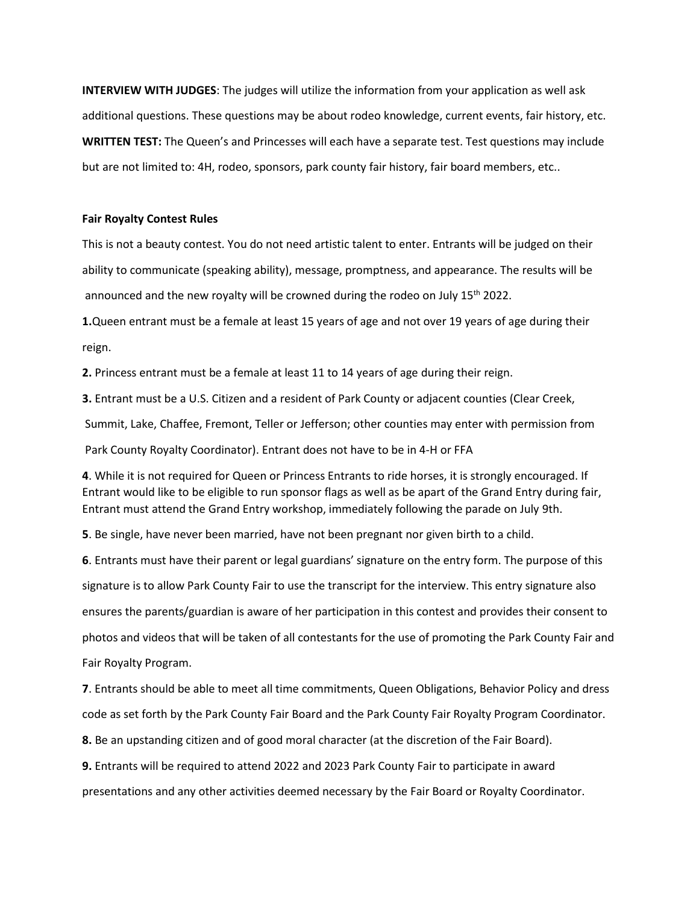**INTERVIEW WITH JUDGES**: The judges will utilize the information from your application as well ask additional questions. These questions may be about rodeo knowledge, current events, fair history, etc.

**WRITTEN TEST:** The Queen's and Princesses will each have a separate test. Test questions may include but are not limited to: 4H, rodeo, sponsors, park county fair history, fair board members, etc..

**Fair Royalty Contest Rules**

This is not a beauty contest. You do not need artistic talent to enter. Entrants will be judged on their ability to communicate (speaking ability), message, promptness, and appearance. The results will be announced and the new royalty will be crowned during the rodeo on July 15th 2022.

**1.**Queen entrant must be a female at least 15 years of age and not over 19 years of age during their reign.

**2.** Princess entrant must be a female at least 11 to 14 years of age during their reign.

**3.** Entrant must be a U.S. Citizen and a resident of Park County or adjacent counties (Clear Creek, Summit, Lake, Chaffee, Fremont, Teller or Jefferson; other counties may enter with permission from Park County Royalty Coordinator). Entrant does not have to be in 4-H or FFA

**4**. While it is not required for Queen or Princess Entrants to ride horses, it is strongly encouraged. If Entrant would like to be eligible to run sponsor flags as well as be apart of the Grand Entry during fair, Entrant must attend the Grand Entry workshop, immediately following the parade on July 9th.

**5**. Be single, have never been married, have not been pregnant nor given birth to a child.

**6**. Entrants must have their parent or legal guardians' signature on the entry form. The purpose of this signature is to allow Park County Fair to use the transcript for the interview. This entry signature also ensures the parents/guardian is aware of her participation in this contest and provides their consent to photos and videos that will be taken of all contestants for the use of promoting the Park County Fair and Fair Royalty Program.

**7**. Entrants should be able to meet all time commitments, Queen Obligations, Behavior Policy and dress code as set forth by the Park County Fair Board and the Park County Fair Royalty Program Coordinator.

**8.** Be an upstanding citizen and of good moral character (at the discretion of the Fair Board).

**9.** Entrants will be required to attend 2022 and 2023 Park County Fair to participate in award presentations and any other activities deemed necessary by the Fair Board or Royalty Coordinator.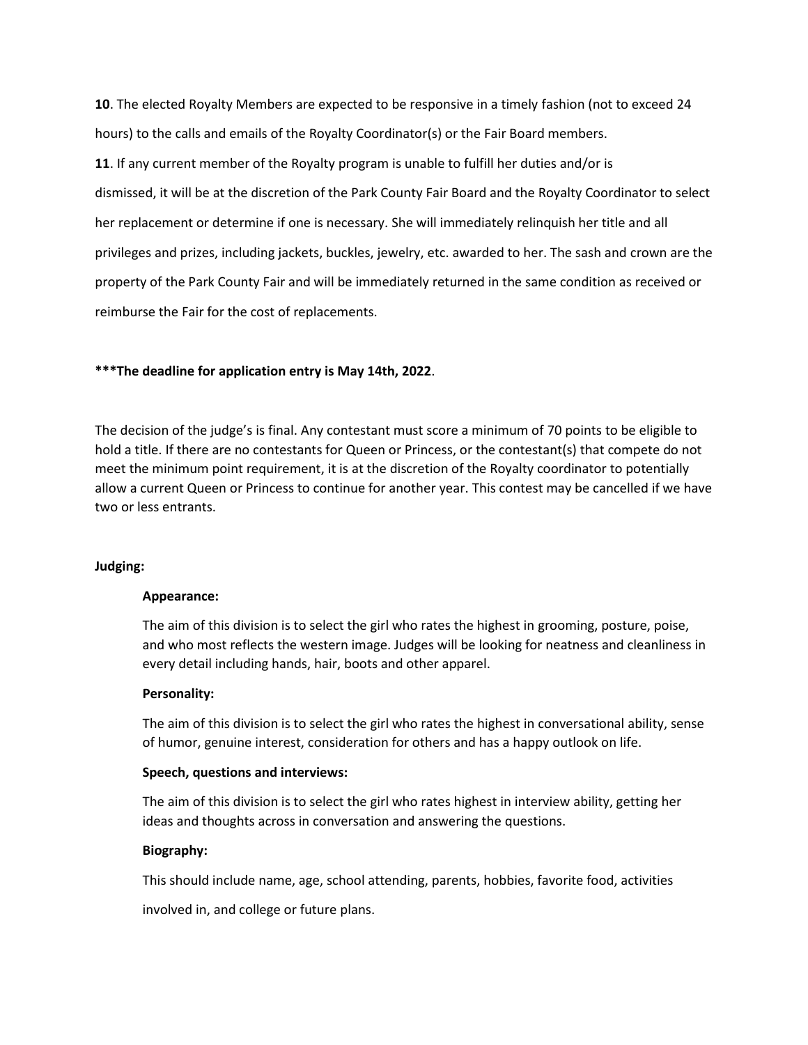**10**. The elected Royalty Members are expected to be responsive in a timely fashion (not to exceed 24 hours) to the calls and emails of the Royalty Coordinator(s) or the Fair Board members.

**11**. If any current member of the Royalty program is unable to fulfill her duties and/or is dismissed, it will be at the discretion of the Park County Fair Board and the Royalty Coordinator to select her replacement or determine if one is necessary. She will immediately relinquish her title and all privileges and prizes, including jackets, buckles, jewelry, etc. awarded to her. The sash and crown are the property of the Park County Fair and will be immediately returned in the same condition as received or reimburse the Fair for the cost of replacements.

**\*\*\*The deadline for application entry is May 14th, 2022**.

The decision of the judge's is final. Any contestant must score a minimum of 70 points to be eligible to hold a title. If there are no contestants for Queen or Princess, or the contestant(s) that compete do not meet the minimum point requirement, it is at the discretion of the Royalty coordinator to potentially allow a current Queen or Princess to continue for another year. This contest may be cancelled if we have two or less entrants.

**Judging:**

**Appearance:**

The aim of this division is to select the girl who rates the highest in grooming, posture, poise, and who most reflects the western image. Judges will be looking for neatness and cleanliness in every detail including hands, hair, boots and other apparel.

**Personality:**

The aim of this division is to select the girl who rates the highest in conversational ability, sense of humor, genuine interest, consideration for others and has a happy outlook on life.

**Speech, questions and interviews:**

The aim of this division is to select the girl who rates highest in interview ability, getting her ideas and thoughts across in conversation and answering the questions.

**Biography:**

This should include name, age, school attending, parents, hobbies, favorite food, activities involved in, and college or future plans.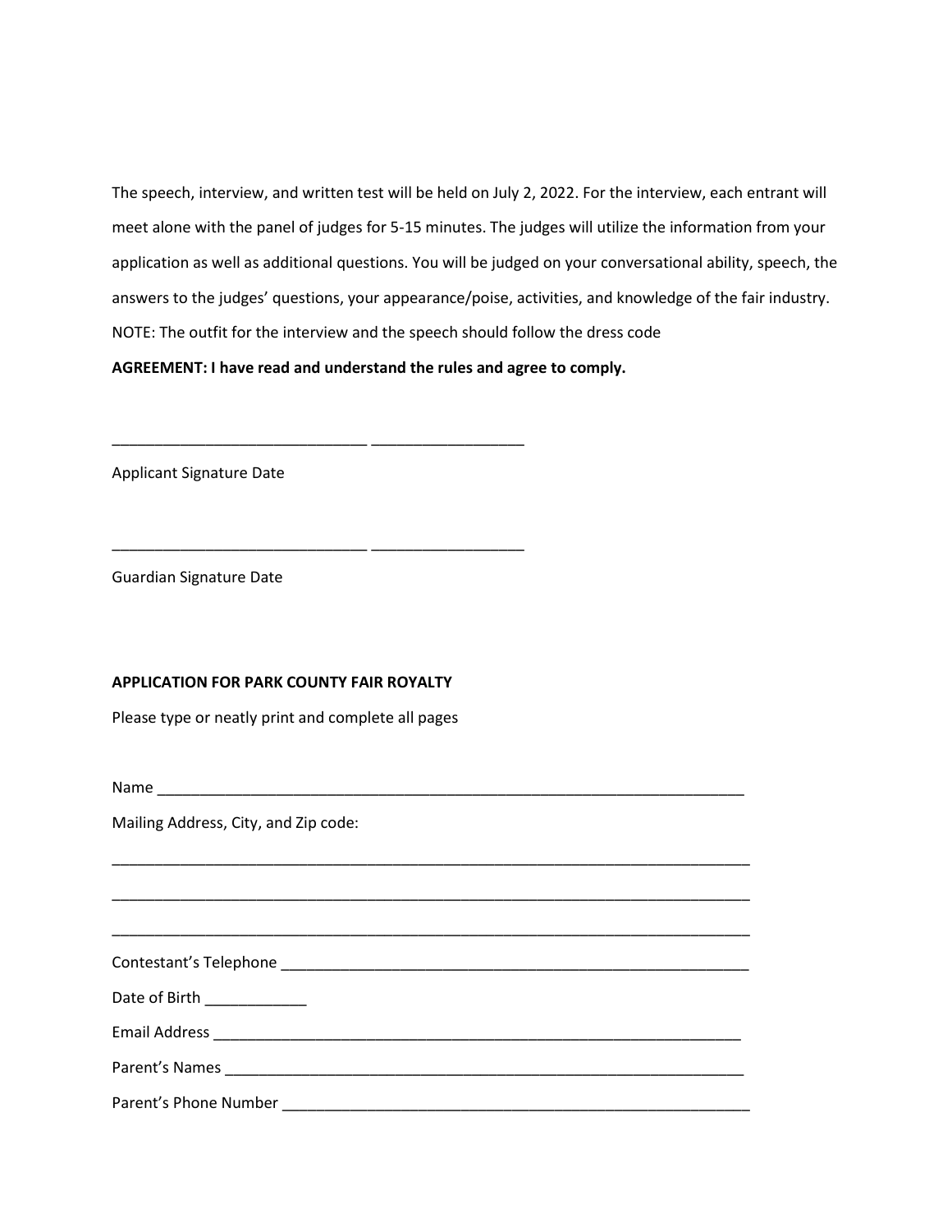The speech, interview, and written test will be held on July 2, 2022. For the interview, each entrant will meet alone with the panel of judges for 5-15 minutes. The judges will utilize the information from your application as well as additional questions. You will be judged on your conversational ability, speech, the answers to the judges' questions, your appearance/poise, activities, and knowledge of the fair industry. NOTE: The outfit for the interview and the speech should follow the dress code

**AGREEMENT: I have read and understand the rules and agree to comply.**

______________________________ __________________

Applicant Signature Date

______________________________ __________________

Guardian Signature Date

**APPLICATION FOR PARK COUNTY FAIR ROYALTY**

Please type or neatly print and complete all pages

Name ________________________________________________________________________

Mailing Address, City, and Zip code:

____________________________________________________________________________

____________________________________________________________________________

____________________________________________________________________________

Contestant's Telephone _______________________________________________________

Date of Birth ____________

Email Address ____________________________________________________________

Parent's Names ___________________________________________________________

Parent's Phone Number _______________________________________________________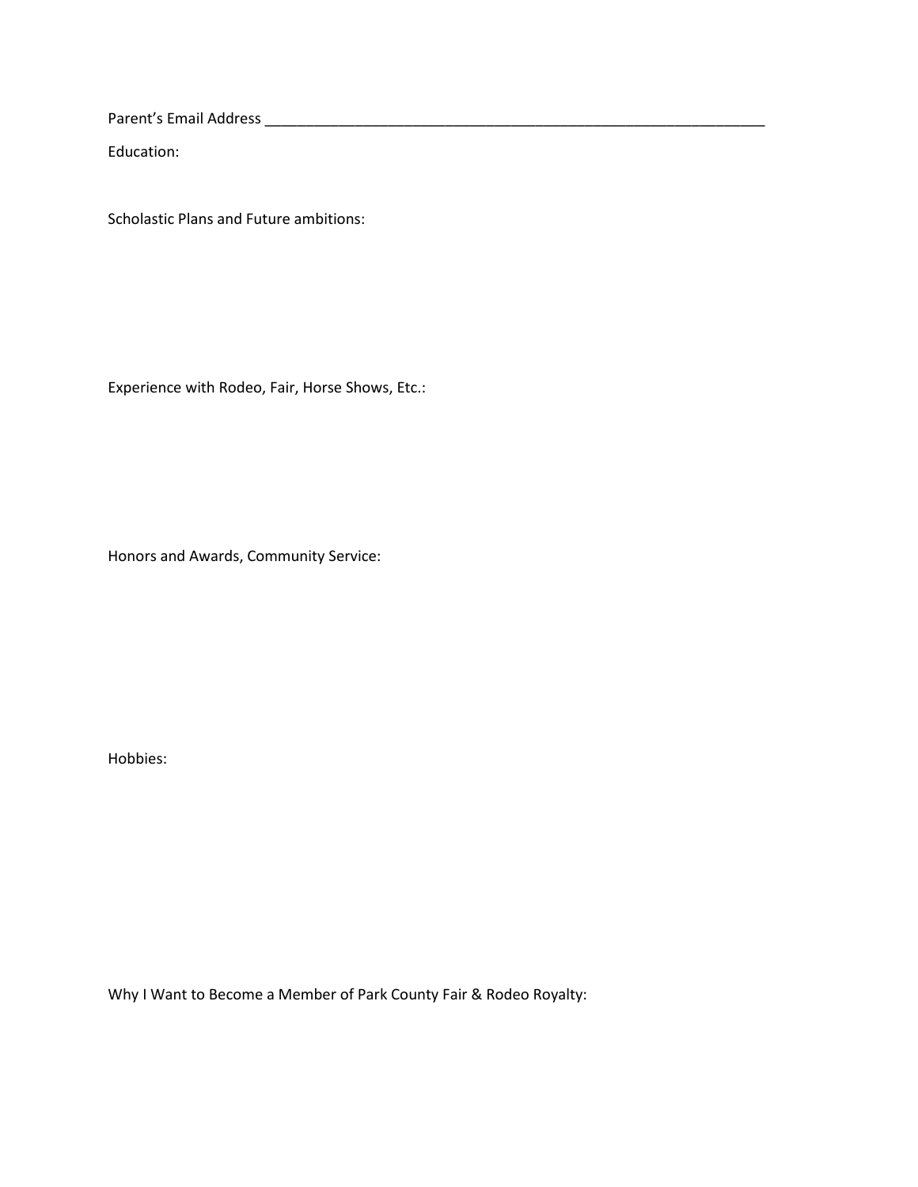Parent's Email Address _______________________________________________________________

Education:

Scholastic Plans and Future ambitions:

Experience with Rodeo, Fair, Horse Shows, Etc.:

Honors and Awards, Community Service:

Hobbies:

Why I Want to Become a Member of Park County Fair & Rodeo Royalty: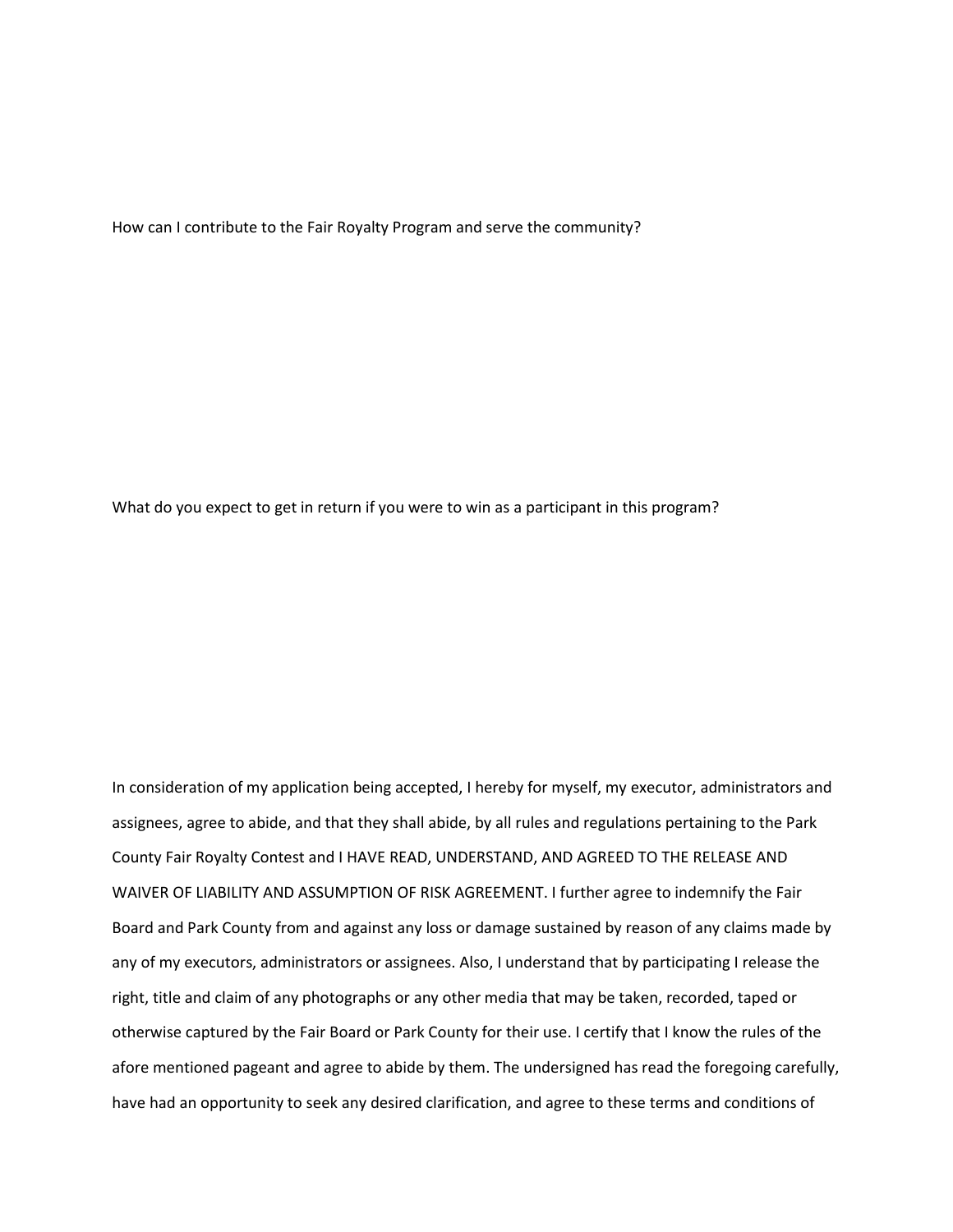How can I contribute to the Fair Royalty Program and serve the community?

What do you expect to get in return if you were to win as a participant in this program?

In consideration of my application being accepted, I hereby for myself, my executor, administrators and assignees, agree to abide, and that they shall abide, by all rules and regulations pertaining to the Park County Fair Royalty Contest and I HAVE READ, UNDERSTAND, AND AGREED TO THE RELEASE AND WAIVER OF LIABILITY AND ASSUMPTION OF RISK AGREEMENT. I further agree to indemnify the Fair Board and Park County from and against any loss or damage sustained by reason of any claims made by any of my executors, administrators or assignees. Also, I understand that by participating I release the right, title and claim of any photographs or any other media that may be taken, recorded, taped or otherwise captured by the Fair Board or Park County for their use. I certify that I know the rules of the afore mentioned pageant and agree to abide by them. The undersigned has read the foregoing carefully, have had an opportunity to seek any desired clarification, and agree to these terms and conditions of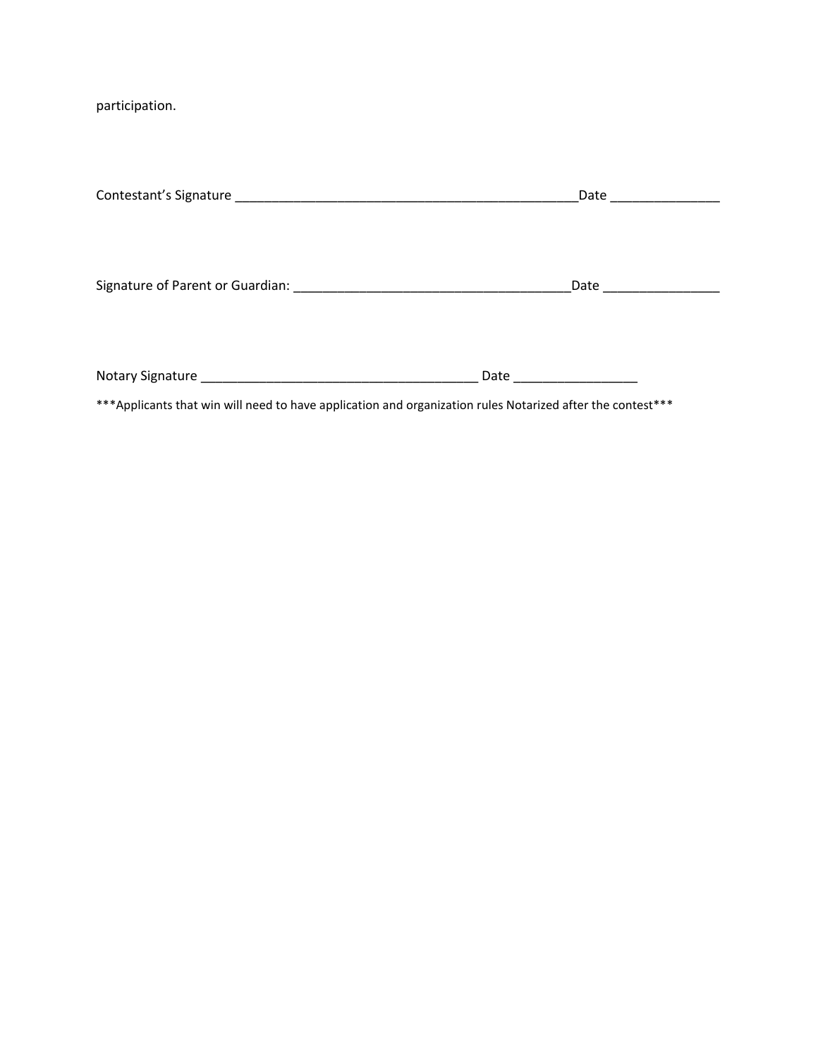participation.

Contestant's Signature _________________________________________________Date _______________

Signature of Parent or Guardian: ______________________________________Date ________________

Notary Signature ______________________________________ Date _________________

***Applicants that win will need to have application and organization rules Notarized after the contest***